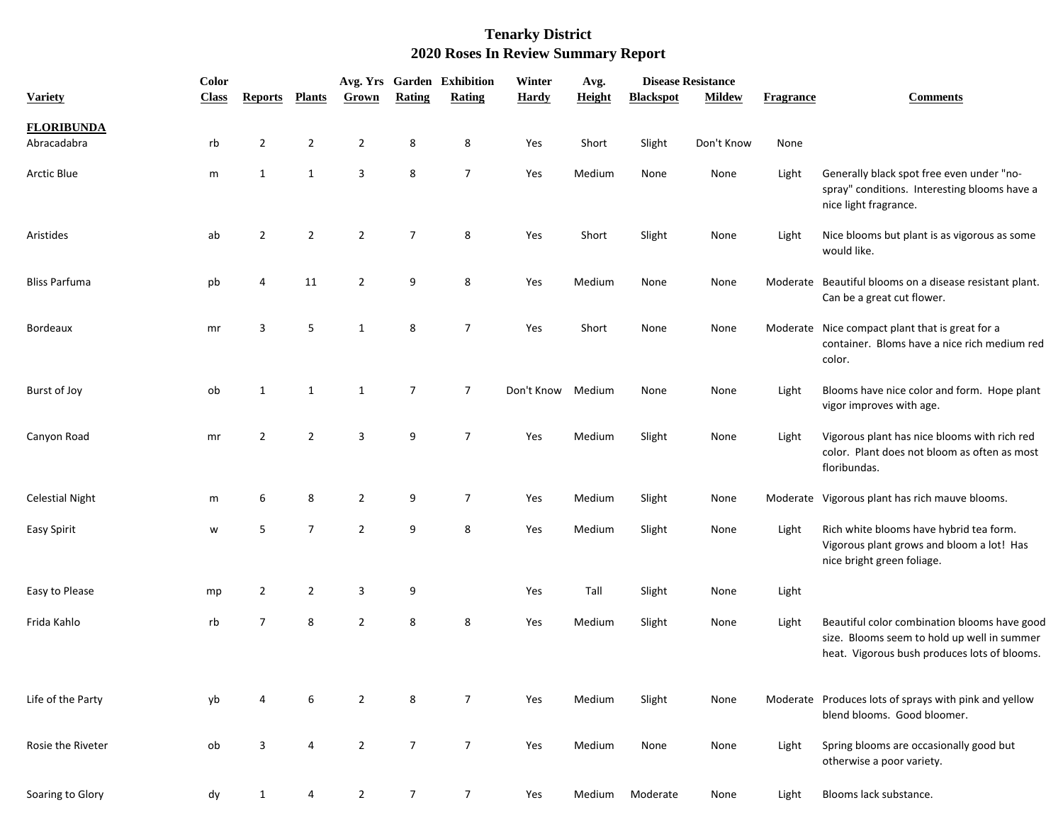# Tenarky District
## 2020 Roses In Review Summary Report

| Variety | Color Class | Reports | Plants | Avg. Yrs Grown | Garden Rating | Exhibition Rating | Winter Hardy | Avg. Height | Disease Resistance Blackspot | Disease Resistance Mildew | Fragrance | Comments |
|---|---|---|---|---|---|---|---|---|---|---|---|---|
| **FLORIBUNDA** | | | | | | | | | | | | |
| Abracadabra | rb | 2 | 2 | 2 | 8 | 8 | Yes | Short | Slight | Don't Know | None | |
| Arctic Blue | m | 1 | 1 | 3 | 8 | 7 | Yes | Medium | None | None | Light | Generally black spot free even under "no-spray" conditions. Interesting blooms have a nice light fragrance. |
| Aristides | ab | 2 | 2 | 2 | 7 | 8 | Yes | Short | Slight | None | Light | Nice blooms but plant is as vigorous as some would like. |
| Bliss Parfuma | pb | 4 | 11 | 2 | 9 | 8 | Yes | Medium | None | None | Moderate | Beautiful blooms on a disease resistant plant. Can be a great cut flower. |
| Bordeaux | mr | 3 | 5 | 1 | 8 | 7 | Yes | Short | None | None | Moderate | Nice compact plant that is great for a container. Bloms have a nice rich medium red color. |
| Burst of Joy | ob | 1 | 1 | 1 | 7 | 7 | Don't Know | Medium | None | None | Light | Blooms have nice color and form. Hope plant vigor improves with age. |
| Canyon Road | mr | 2 | 2 | 3 | 9 | 7 | Yes | Medium | Slight | None | Light | Vigorous plant has nice blooms with rich red color. Plant does not bloom as often as most floribundas. |
| Celestial Night | m | 6 | 8 | 2 | 9 | 7 | Yes | Medium | Slight | None | Moderate | Vigorous plant has rich mauve blooms. |
| Easy Spirit | w | 5 | 7 | 2 | 9 | 8 | Yes | Medium | Slight | None | Light | Rich white blooms have hybrid tea form. Vigorous plant grows and bloom a lot! Has nice bright green foliage. |
| Easy to Please | mp | 2 | 2 | 3 | 9 | | Yes | Tall | Slight | None | Light | |
| Frida Kahlo | rb | 7 | 8 | 2 | 8 | 8 | Yes | Medium | Slight | None | Light | Beautiful color combination blooms have good size. Blooms seem to hold up well in summer heat. Vigorous bush produces lots of blooms. |
| Life of the Party | yb | 4 | 6 | 2 | 8 | 7 | Yes | Medium | Slight | None | Moderate | Produces lots of sprays with pink and yellow blend blooms. Good bloomer. |
| Rosie the Riveter | ob | 3 | 4 | 2 | 7 | 7 | Yes | Medium | None | None | Light | Spring blooms are occasionally good but otherwise a poor variety. |
| Soaring to Glory | dy | 1 | 4 | 2 | 7 | 7 | Yes | Medium | Moderate | None | Light | Blooms lack substance. |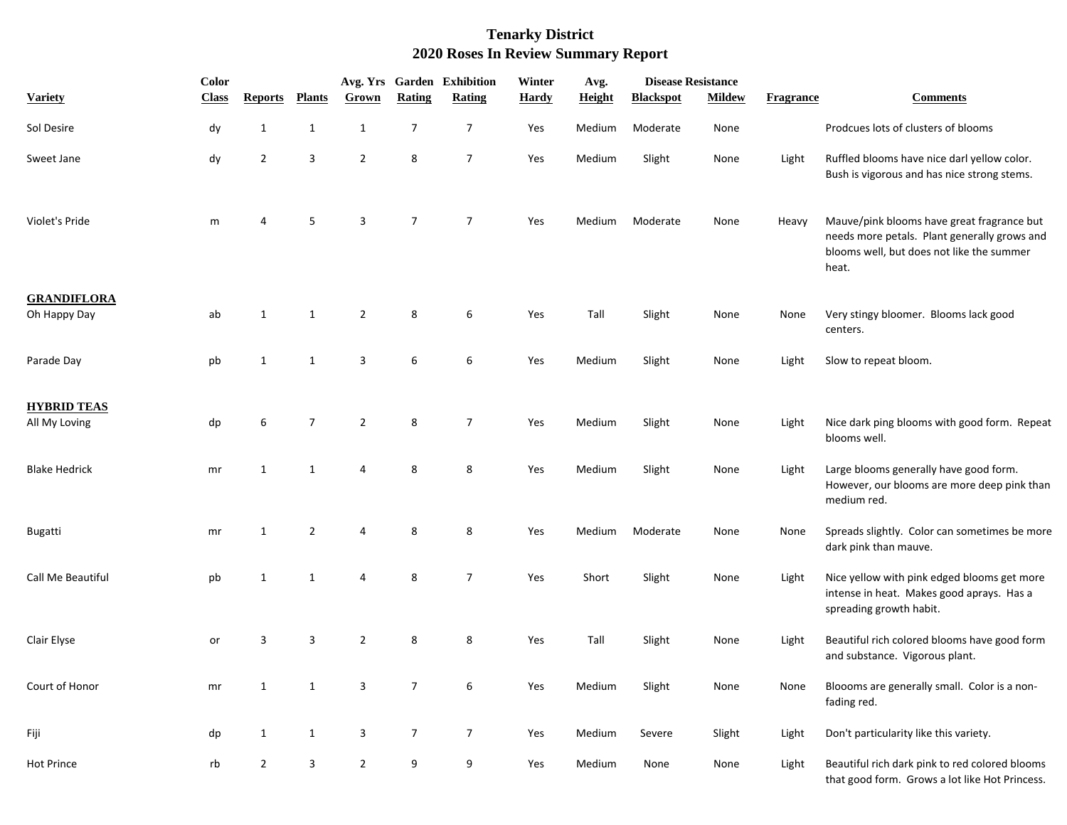# Tenarky District
## 2020 Roses In Review Summary Report

| Variety | Color Class | Reports | Plants | Avg. Yrs Grown | Garden Rating | Exhibition Rating | Winter Hardy | Avg. Height | Disease Resistance Blackspot | Disease Resistance Mildew | Fragrance | Comments |
|---|---|---|---|---|---|---|---|---|---|---|---|---|
| Sol Desire | dy | 1 | 1 | 1 | 7 | 7 | Yes | Medium | Moderate | None | | Prodcues lots of clusters of blooms |
| Sweet Jane | dy | 2 | 3 | 2 | 8 | 7 | Yes | Medium | Slight | None | Light | Ruffled blooms have nice darl yellow color. Bush is vigorous and has nice strong stems. |
| Violet's Pride | m | 4 | 5 | 3 | 7 | 7 | Yes | Medium | Moderate | None | Heavy | Mauve/pink blooms have great fragrance but needs more petals. Plant generally grows and blooms well, but does not like the summer heat. |
| **GRANDIFLORA** | | | | | | | | | | | | |
| Oh Happy Day | ab | 1 | 1 | 2 | 8 | 6 | Yes | Tall | Slight | None | None | Very stingy bloomer. Blooms lack good centers. |
| Parade Day | pb | 1 | 1 | 3 | 6 | 6 | Yes | Medium | Slight | None | Light | Slow to repeat bloom. |
| **HYBRID TEAS** | | | | | | | | | | | | |
| All My Loving | dp | 6 | 7 | 2 | 8 | 7 | Yes | Medium | Slight | None | Light | Nice dark ping blooms with good form. Repeat blooms well. |
| Blake Hedrick | mr | 1 | 1 | 4 | 8 | 8 | Yes | Medium | Slight | None | Light | Large blooms generally have good form. However, our blooms are more deep pink than medium red. |
| Bugatti | mr | 1 | 2 | 4 | 8 | 8 | Yes | Medium | Moderate | None | None | Spreads slightly. Color can sometimes be more dark pink than mauve. |
| Call Me Beautiful | pb | 1 | 1 | 4 | 8 | 7 | Yes | Short | Slight | None | Light | Nice yellow with pink edged blooms get more intense in heat. Makes good aprays. Has a spreading growth habit. |
| Clair Elyse | or | 3 | 3 | 2 | 8 | 8 | Yes | Tall | Slight | None | Light | Beautiful rich colored blooms have good form and substance. Vigorous plant. |
| Court of Honor | mr | 1 | 1 | 3 | 7 | 6 | Yes | Medium | Slight | None | None | Bloooms are generally small. Color is a non-fading red. |
| Fiji | dp | 1 | 1 | 3 | 7 | 7 | Yes | Medium | Severe | Slight | Light | Don't particularity like this variety. |
| Hot Prince | rb | 2 | 3 | 2 | 9 | 9 | Yes | Medium | None | None | Light | Beautiful rich dark pink to red colored blooms that good form. Grows a lot like Hot Princess. |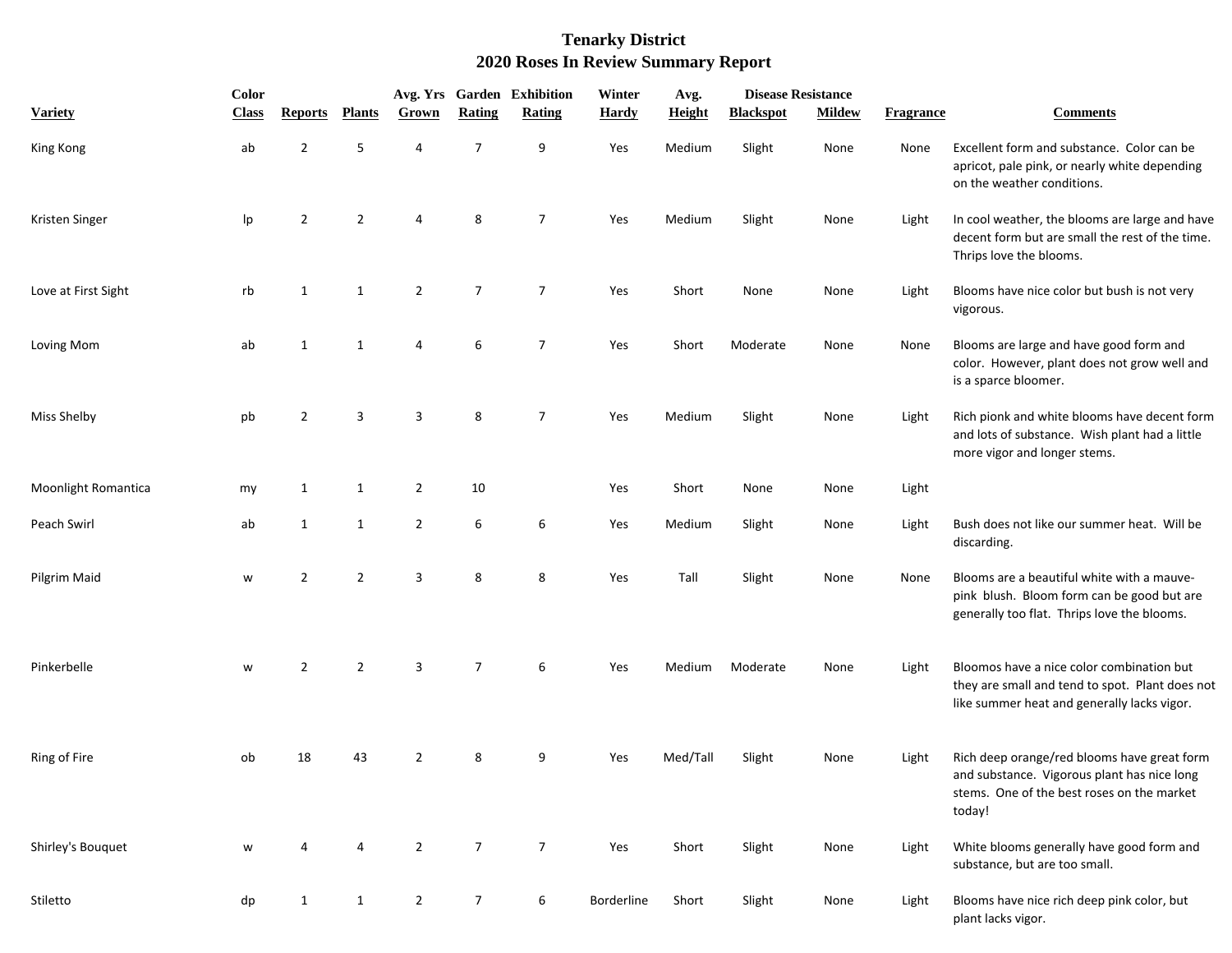# Tenarky District
## 2020 Roses In Review Summary Report

| Variety | Color Class | Reports | Plants | Avg. Yrs Grown | Garden Rating | Exhibition Rating | Winter Hardy | Avg. Height | Disease Resistance Blackspot | Disease Resistance Mildew | Fragrance | Comments |
|---|---|---|---|---|---|---|---|---|---|---|---|---|
| King Kong | ab | 2 | 5 | 4 | 7 | 9 | Yes | Medium | Slight | None | None | Excellent form and substance. Color can be apricot, pale pink, or nearly white depending on the weather conditions. |
| Kristen Singer | lp | 2 | 2 | 4 | 8 | 7 | Yes | Medium | Slight | None | Light | In cool weather, the blooms are large and have decent form but are small the rest of the time. Thrips love the blooms. |
| Love at First Sight | rb | 1 | 1 | 2 | 7 | 7 | Yes | Short | None | None | Light | Blooms have nice color but bush is not very vigorous. |
| Loving Mom | ab | 1 | 1 | 4 | 6 | 7 | Yes | Short | Moderate | None | None | Blooms are large and have good form and color. However, plant does not grow well and is a sparce bloomer. |
| Miss Shelby | pb | 2 | 3 | 3 | 8 | 7 | Yes | Medium | Slight | None | Light | Rich pionk and white blooms have decent form and lots of substance. Wish plant had a little more vigor and longer stems. |
| Moonlight Romantica | my | 1 | 1 | 2 | 10 | | Yes | Short | None | None | Light | |
| Peach Swirl | ab | 1 | 1 | 2 | 6 | 6 | Yes | Medium | Slight | None | Light | Bush does not like our summer heat. Will be discarding. |
| Pilgrim Maid | w | 2 | 2 | 3 | 8 | 8 | Yes | Tall | Slight | None | None | Blooms are a beautiful white with a mauve-pink blush. Bloom form can be good but are generally too flat. Thrips love the blooms. |
| Pinkerbelle | w | 2 | 2 | 3 | 7 | 6 | Yes | Medium | Moderate | None | Light | Bloomos have a nice color combination but they are small and tend to spot. Plant does not like summer heat and generally lacks vigor. |
| Ring of Fire | ob | 18 | 43 | 2 | 8 | 9 | Yes | Med/Tall | Slight | None | Light | Rich deep orange/red blooms have great form and substance. Vigorous plant has nice long stems. One of the best roses on the market today! |
| Shirley's Bouquet | w | 4 | 4 | 2 | 7 | 7 | Yes | Short | Slight | None | Light | White blooms generally have good form and substance, but are too small. |
| Stiletto | dp | 1 | 1 | 2 | 7 | 6 | Borderline | Short | Slight | None | Light | Blooms have nice rich deep pink color, but plant lacks vigor. |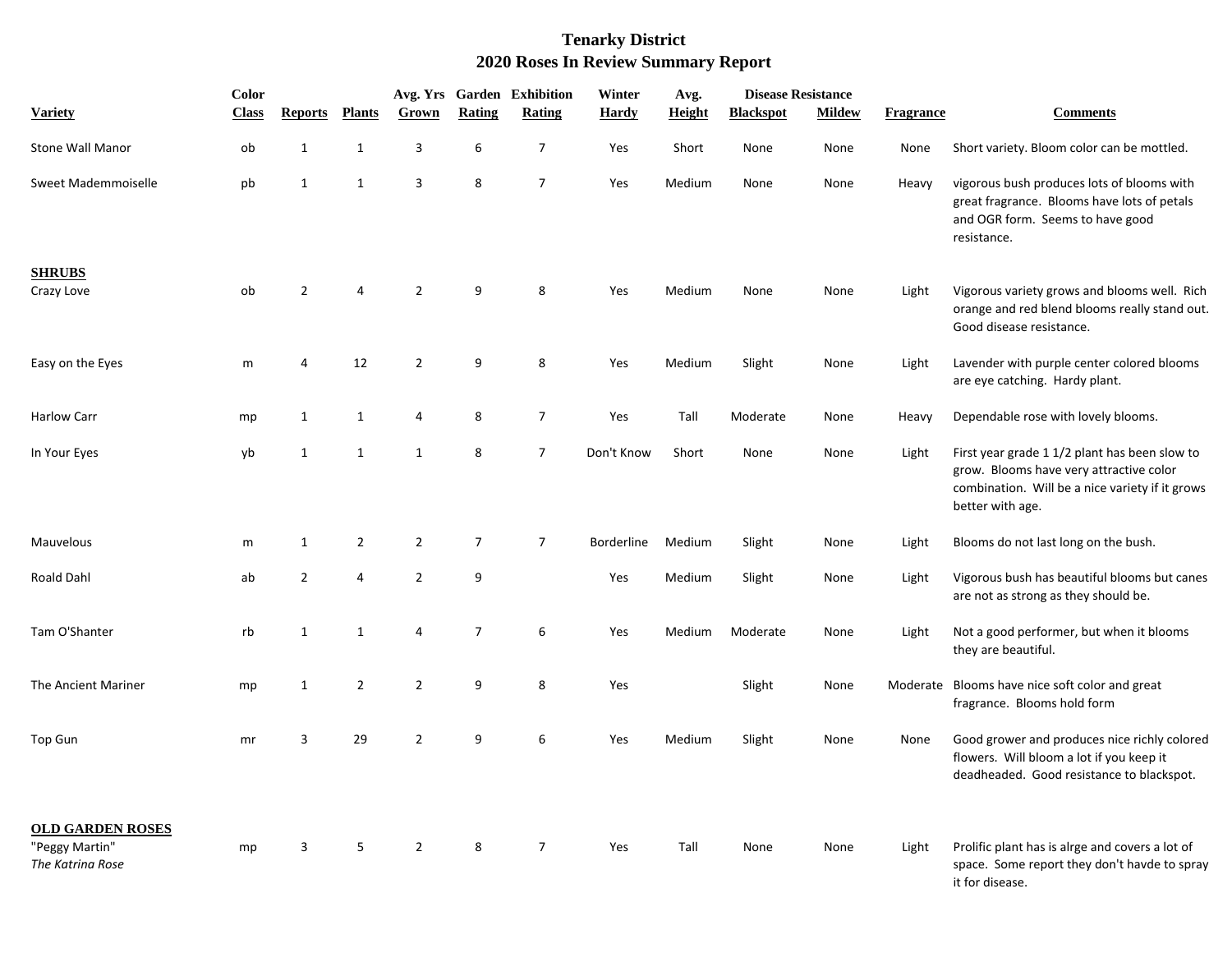# Tenarky District
## 2020 Roses In Review Summary Report

| Variety | Color Class | Reports | Plants | Avg. Yrs Grown | Garden Rating | Exhibition Rating | Winter Hardy | Avg. Height | Disease Resistance Blackspot | Disease Resistance Mildew | Fragrance | Comments |
|---|---|---|---|---|---|---|---|---|---|---|---|---|
| Stone Wall Manor | ob | 1 | 1 | 3 | 6 | 7 | Yes | Short | None | None | None | Short variety. Bloom color can be mottled. |
| Sweet Mademmoiselle | pb | 1 | 1 | 3 | 8 | 7 | Yes | Medium | None | None | Heavy | vigorous bush produces lots of blooms with great fragrance. Blooms have lots of petals and OGR form. Seems to have good resistance. |
| **SHRUBS** | | | | | | | | | | | | |
| Crazy Love | ob | 2 | 4 | 2 | 9 | 8 | Yes | Medium | None | None | Light | Vigorous variety grows and blooms well. Rich orange and red blend blooms really stand out. Good disease resistance. |
| Easy on the Eyes | m | 4 | 12 | 2 | 9 | 8 | Yes | Medium | Slight | None | Light | Lavender with purple center colored blooms are eye catching. Hardy plant. |
| Harlow Carr | mp | 1 | 1 | 4 | 8 | 7 | Yes | Tall | Moderate | None | Heavy | Dependable rose with lovely blooms. |
| In Your Eyes | yb | 1 | 1 | 1 | 8 | 7 | Don't Know | Short | None | None | Light | First year grade 1 1/2 plant has been slow to grow. Blooms have very attractive color combination. Will be a nice variety if it grows better with age. |
| Mauvelous | m | 1 | 2 | 2 | 7 | 7 | Borderline | Medium | Slight | None | Light | Blooms do not last long on the bush. |
| Roald Dahl | ab | 2 | 4 | 2 | 9 | | Yes | Medium | Slight | None | Light | Vigorous bush has beautiful blooms but canes are not as strong as they should be. |
| Tam O'Shanter | rb | 1 | 1 | 4 | 7 | 6 | Yes | Medium | Moderate | None | Light | Not a good performer, but when it blooms they are beautiful. |
| The Ancient Mariner | mp | 1 | 2 | 2 | 9 | 8 | Yes | | Slight | None | Moderate | Blooms have nice soft color and great fragrance. Blooms hold form |
| Top Gun | mr | 3 | 29 | 2 | 9 | 6 | Yes | Medium | Slight | None | None | Good grower and produces nice richly colored flowers. Will bloom a lot if you keep it deadheaded. Good resistance to blackspot. |
| **OLD GARDEN ROSES** | | | | | | | | | | | | |
| "Peggy Martin" *The Katrina Rose* | mp | 3 | 5 | 2 | 8 | 7 | Yes | Tall | None | None | Light | Prolific plant has is alrge and covers a lot of space. Some report they don't havde to spray it for disease. |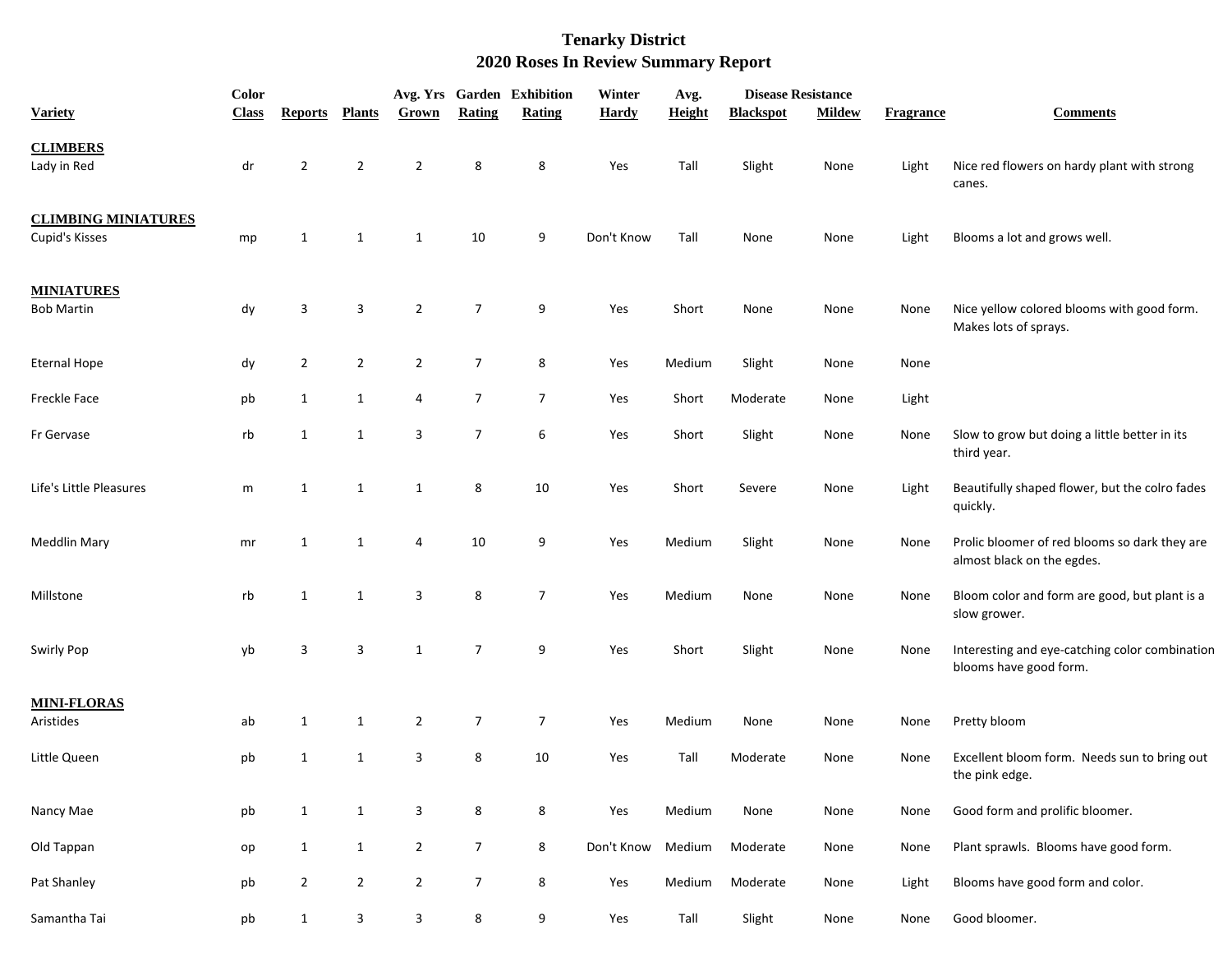# Tenarky District
## 2020 Roses In Review Summary Report

| Variety | Color Class | Reports | Plants | Avg. Yrs Grown | Garden Rating | Exhibition Rating | Winter Hardy | Avg. Height | Disease Resistance Blackspot | Disease Resistance Mildew | Fragrance | Comments |
|---|---|---|---|---|---|---|---|---|---|---|---|---|
| **CLIMBERS** | | | | | | | | | | | | |
| Lady in Red | dr | 2 | 2 | 2 | 8 | 8 | Yes | Tall | Slight | None | Light | Nice red flowers on hardy plant with strong canes. |
| **CLIMBING MINIATURES** | | | | | | | | | | | | |
| Cupid's Kisses | mp | 1 | 1 | 1 | 10 | 9 | Don't Know | Tall | None | None | Light | Blooms a lot and grows well. |
| **MINIATURES** | | | | | | | | | | | | |
| Bob Martin | dy | 3 | 3 | 2 | 7 | 9 | Yes | Short | None | None | None | Nice yellow colored blooms with good form. Makes lots of sprays. |
| Eternal Hope | dy | 2 | 2 | 2 | 7 | 8 | Yes | Medium | Slight | None | None | |
| Freckle Face | pb | 1 | 1 | 4 | 7 | 7 | Yes | Short | Moderate | None | Light | |
| Fr Gervase | rb | 1 | 1 | 3 | 7 | 6 | Yes | Short | Slight | None | None | Slow to grow but doing a little better in its third year. |
| Life's Little Pleasures | m | 1 | 1 | 1 | 8 | 10 | Yes | Short | Severe | None | Light | Beautifully shaped flower, but the colro fades quickly. |
| Meddlin Mary | mr | 1 | 1 | 4 | 10 | 9 | Yes | Medium | Slight | None | None | Prolic bloomer of red blooms so dark they are almost black on the egdes. |
| Millstone | rb | 1 | 1 | 3 | 8 | 7 | Yes | Medium | None | None | None | Bloom color and form are good, but plant is a slow grower. |
| Swirly Pop | yb | 3 | 3 | 1 | 7 | 9 | Yes | Short | Slight | None | None | Interesting and eye-catching color combination blooms have good form. |
| **MINI-FLORAS** | | | | | | | | | | | | |
| Aristides | ab | 1 | 1 | 2 | 7 | 7 | Yes | Medium | None | None | None | Pretty bloom |
| Little Queen | pb | 1 | 1 | 3 | 8 | 10 | Yes | Tall | Moderate | None | None | Excellent bloom form. Needs sun to bring out the pink edge. |
| Nancy Mae | pb | 1 | 1 | 3 | 8 | 8 | Yes | Medium | None | None | None | Good form and prolific bloomer. |
| Old Tappan | op | 1 | 1 | 2 | 7 | 8 | Don't Know | Medium | Moderate | None | None | Plant sprawls. Blooms have good form. |
| Pat Shanley | pb | 2 | 2 | 2 | 7 | 8 | Yes | Medium | Moderate | None | Light | Blooms have good form and color. |
| Samantha Tai | pb | 1 | 3 | 3 | 8 | 9 | Yes | Tall | Slight | None | None | Good bloomer. |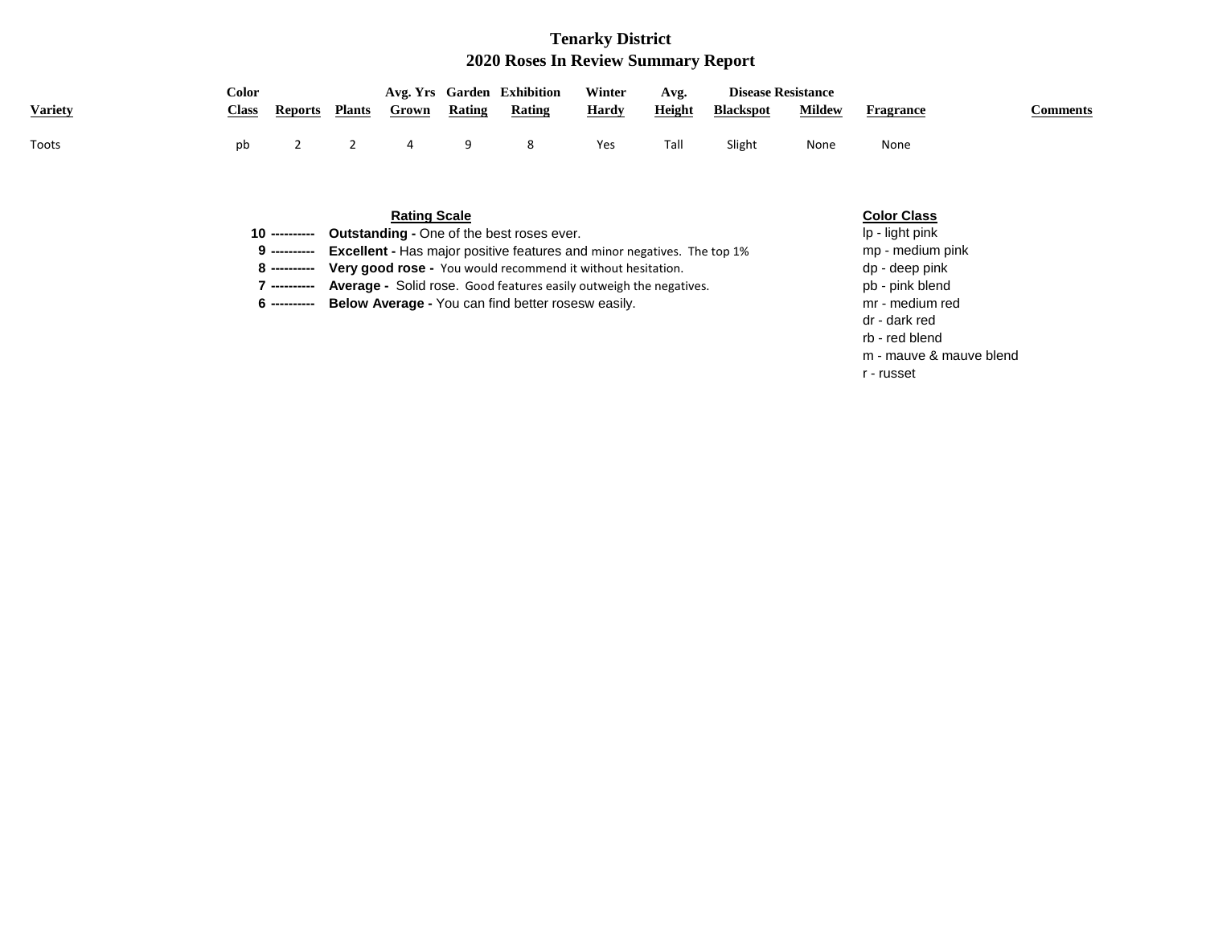# Tenarky District
## 2020 Roses In Review Summary Report

| Variety | Color Class | Reports | Plants | Avg. Yrs Grown | Garden Rating | Exhibition Rating | Winter Hardy | Avg. Height | Disease Resistance Blackspot | Disease Resistance Mildew | Fragrance | Comments |
|---|---|---|---|---|---|---|---|---|---|---|---|---|
| Toots | pb | 2 | 2 | 4 | 9 | 8 | Yes | Tall | Slight | None | None | |

**Rating Scale**

**10 ----------** **Outstanding -** One of the best roses ever.
**9 ----------** **Excellent -** Has major positive features and minor negatives. The top 1%
**8 ----------** **Very good rose -** You would recommend it without hesitation.
**7 ----------** **Average -** Solid rose. Good features easily outweigh the negatives.
**6 ----------** **Below Average -** You can find better rosesw easily.

**Color Class**

lp - light pink
mp - medium pink
dp - deep pink
pb - pink blend
mr - medium red
dr - dark red
rb - red blend
m - mauve & mauve blend
r - russet